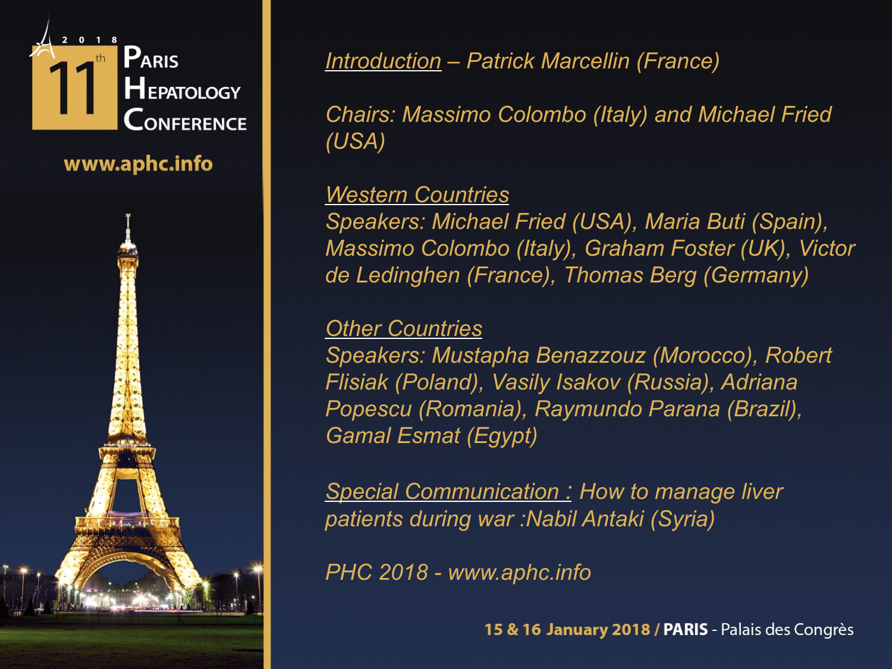2018

# 11th Paris Hepatology Conference

www.aphc.info

*Introduction – Patrick Marcellin (France)*

*Chairs: Massimo Colombo (Italy) and Michael Fried (USA)*

*Western Countries*
*Speakers: Michael Fried (USA), Maria Buti (Spain), Massimo Colombo (Italy), Graham Foster (UK), Victor de Ledinghen (France), Thomas Berg (Germany)*

*Other Countries*
*Speakers: Mustapha Benazzouz (Morocco), Robert Flisiak (Poland), Vasily Isakov (Russia), Adriana Popescu (Romania), Raymundo Parana (Brazil), Gamal Esmat (Egypt)*

*Special Communication : How to manage liver patients during war :Nabil Antaki (Syria)*

*PHC 2018 - www.aphc.info*

**15 & 16 January 2018 / PARIS** - Palais des Congrès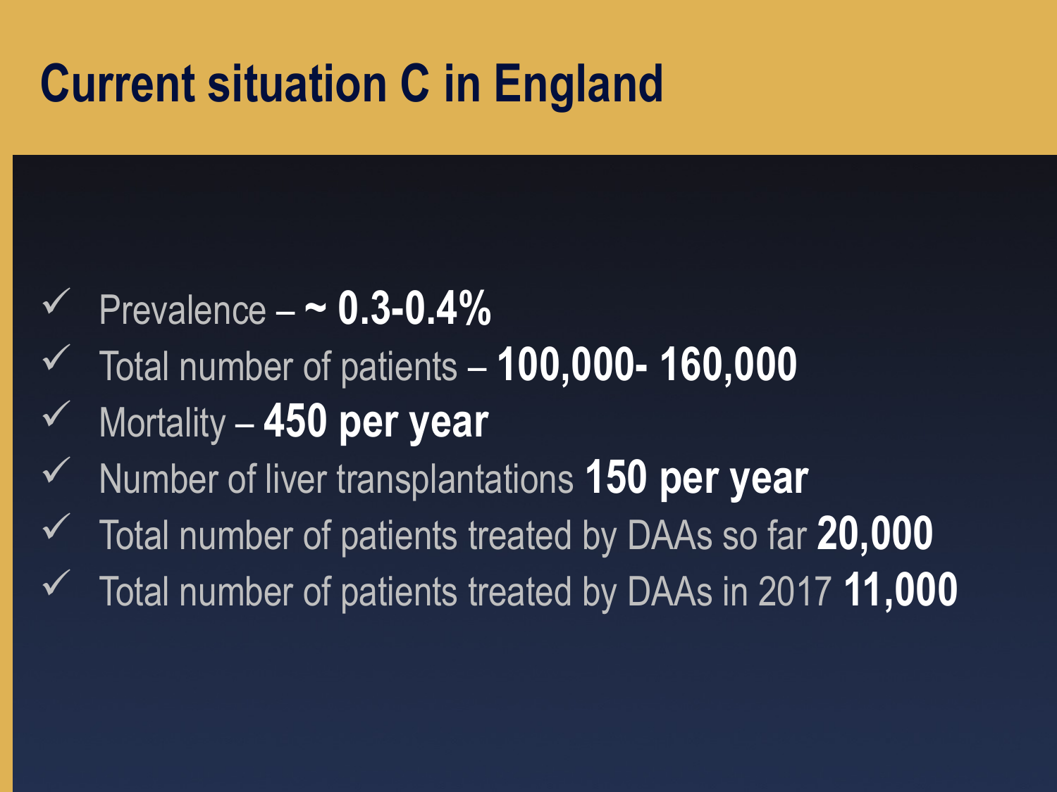# Current situation C in England

- ✓ Prevalence – **~ 0.3-0.4%**
- ✓ Total number of patients – **100,000- 160,000**
- ✓ Mortality – **450 per year**
- ✓ Number of liver transplantations **150 per year**
- ✓ Total number of patients treated by DAAs so far **20,000**
- ✓ Total number of patients treated by DAAs in 2017 **11,000**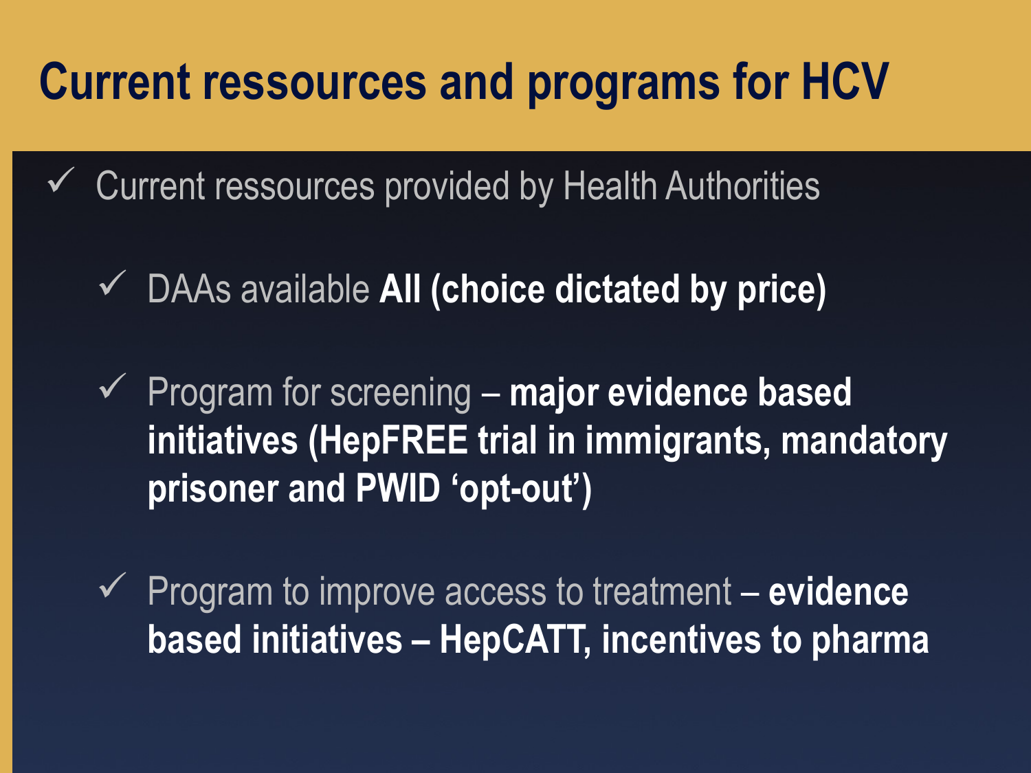# Current ressources and programs for HCV

- ✓ Current ressources provided by Health Authorities
  - ✓ DAAs available **All (choice dictated by price)**
  - ✓ Program for screening – **major evidence based initiatives (HepFREE trial in immigrants, mandatory prisoner and PWID 'opt-out')**
  - ✓ Program to improve access to treatment – **evidence based initiatives – HepCATT, incentives to pharma**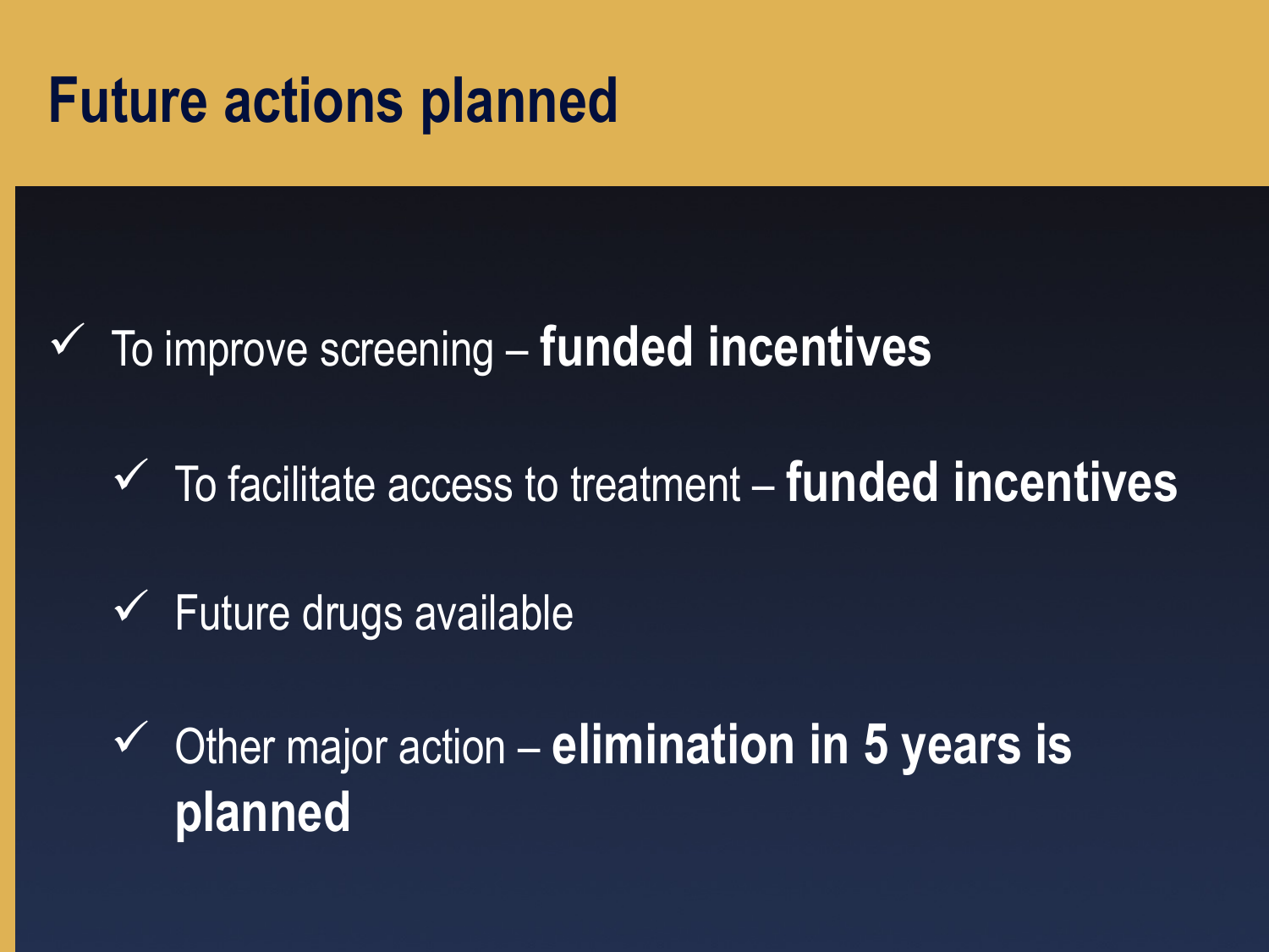# Future actions planned

- ✓ To improve screening – **funded incentives**
  - ✓ To facilitate access to treatment – **funded incentives**
  - ✓ Future drugs available
  - ✓ Other major action – **elimination in 5 years is planned**